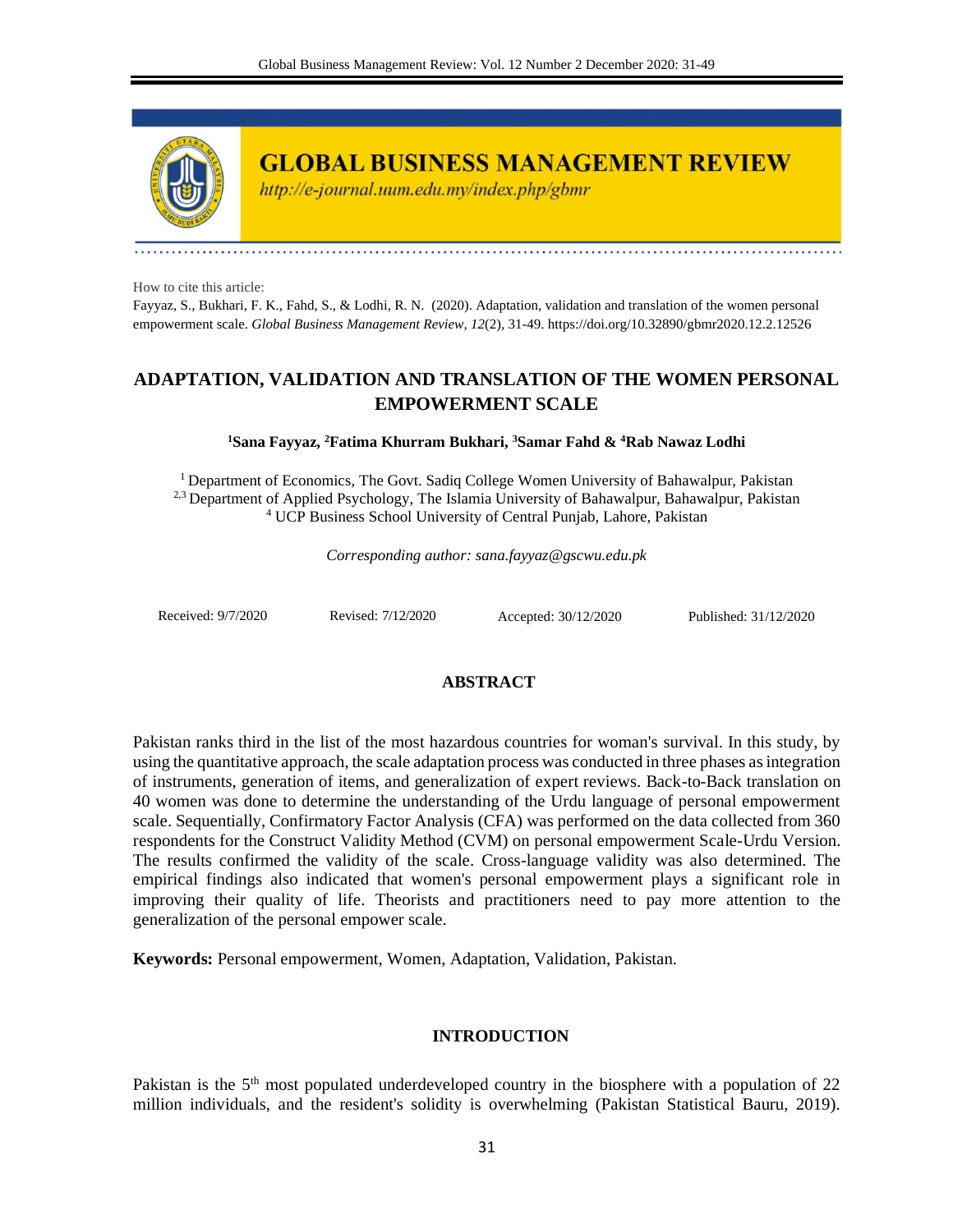# GLOBAL BUSINESS MANAGEMENT REVIEW

*http://e-journal.uum.edu.my/index.php/gbmr*

How to cite this article:

Fayyaz, S., Bukhari, F. K., Fahd, S., & Lodhi, R. N. (2020). Adaptation, validation and translation of the women personal empowerment scale. *Global Business Management Review, 12*(2), 31-49. https://doi.org/10.32890/gbmr2020.12.2.12526

## ADAPTATION, VALIDATION AND TRANSLATION OF THE WOMEN PERSONAL EMPOWERMENT SCALE

**[1]Sana Fayyaz, [2]Fatima Khurram Bukhari, [3]Samar Fahd & [4]Rab Nawaz Lodhi**

[1] Department of Economics, The Govt. Sadiq College Women University of Bahawalpur, Pakistan
[2,3] Department of Applied Psychology, The Islamia University of Bahawalpur, Bahawalpur, Pakistan
[4] UCP Business School University of Central Punjab, Lahore, Pakistan

*Corresponding author: sana.fayyaz@gscwu.edu.pk*

Received: 9/7/2020 Revised: 7/12/2020 Accepted: 30/12/2020 Published: 31/12/2020

### ABSTRACT

Pakistan ranks third in the list of the most hazardous countries for woman's survival. In this study, by using the quantitative approach, the scale adaptation process was conducted in three phases as integration of instruments, generation of items, and generalization of expert reviews. Back-to-Back translation on 40 women was done to determine the understanding of the Urdu language of personal empowerment scale. Sequentially, Confirmatory Factor Analysis (CFA) was performed on the data collected from 360 respondents for the Construct Validity Method (CVM) on personal empowerment Scale-Urdu Version. The results confirmed the validity of the scale. Cross-language validity was also determined. The empirical findings also indicated that women's personal empowerment plays a significant role in improving their quality of life. Theorists and practitioners need to pay more attention to the generalization of the personal empower scale.

**Keywords:** Personal empowerment, Women, Adaptation, Validation, Pakistan.

### INTRODUCTION

Pakistan is the 5th most populated underdeveloped country in the biosphere with a population of 22 million individuals, and the resident's solidity is overwhelming (Pakistan Statistical Bauru, 2019).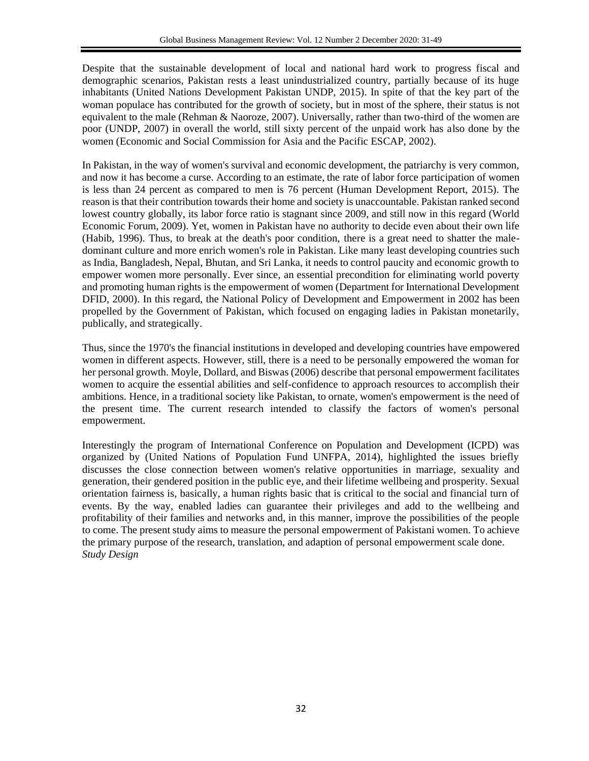Despite that the sustainable development of local and national hard work to progress fiscal and demographic scenarios, Pakistan rests a least unindustrialized country, partially because of its huge inhabitants (United Nations Development Pakistan UNDP, 2015). In spite of that the key part of the woman populace has contributed for the growth of society, but in most of the sphere, their status is not equivalent to the male (Rehman & Naoroze, 2007). Universally, rather than two-third of the women are poor (UNDP, 2007) in overall the world, still sixty percent of the unpaid work has also done by the women (Economic and Social Commission for Asia and the Pacific ESCAP, 2002).

In Pakistan, in the way of women's survival and economic development, the patriarchy is very common, and now it has become a curse. According to an estimate, the rate of labor force participation of women is less than 24 percent as compared to men is 76 percent (Human Development Report, 2015). The reason is that their contribution towards their home and society is unaccountable. Pakistan ranked second lowest country globally, its labor force ratio is stagnant since 2009, and still now in this regard (World Economic Forum, 2009). Yet, women in Pakistan have no authority to decide even about their own life (Habib, 1996). Thus, to break at the death's poor condition, there is a great need to shatter the male-dominant culture and more enrich women's role in Pakistan. Like many least developing countries such as India, Bangladesh, Nepal, Bhutan, and Sri Lanka, it needs to control paucity and economic growth to empower women more personally. Ever since, an essential precondition for eliminating world poverty and promoting human rights is the empowerment of women (Department for International Development DFID, 2000). In this regard, the National Policy of Development and Empowerment in 2002 has been propelled by the Government of Pakistan, which focused on engaging ladies in Pakistan monetarily, publically, and strategically.

Thus, since the 1970's the financial institutions in developed and developing countries have empowered women in different aspects. However, still, there is a need to be personally empowered the woman for her personal growth. Moyle, Dollard, and Biswas (2006) describe that personal empowerment facilitates women to acquire the essential abilities and self-confidence to approach resources to accomplish their ambitions. Hence, in a traditional society like Pakistan, to ornate, women's empowerment is the need of the present time. The current research intended to classify the factors of women's personal empowerment.

Interestingly the program of International Conference on Population and Development (ICPD) was organized by (United Nations of Population Fund UNFPA, 2014), highlighted the issues briefly discusses the close connection between women's relative opportunities in marriage, sexuality and generation, their gendered position in the public eye, and their lifetime wellbeing and prosperity. Sexual orientation fairness is, basically, a human rights basic that is critical to the social and financial turn of events. By the way, enabled ladies can guarantee their privileges and add to the wellbeing and profitability of their families and networks and, in this manner, improve the possibilities of the people to come. The present study aims to measure the personal empowerment of Pakistani women. To achieve the primary purpose of the research, translation, and adaption of personal empowerment scale done.

*Study Design*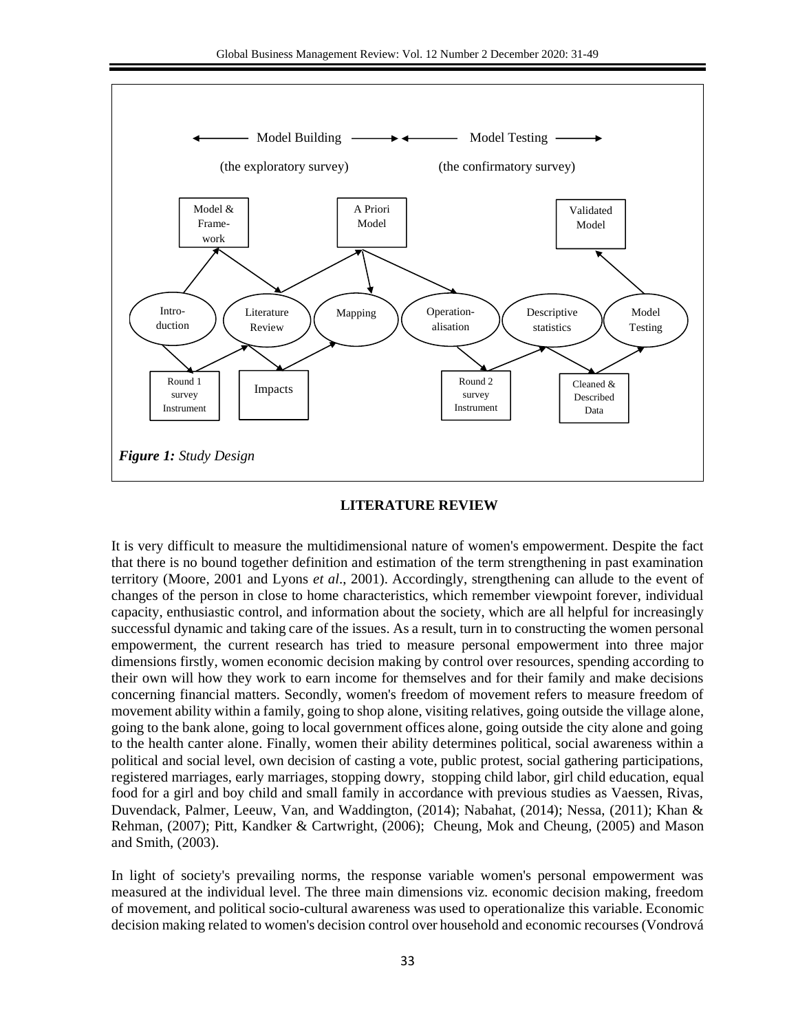*Figure 1: Study Design*

## LITERATURE REVIEW

It is very difficult to measure the multidimensional nature of women's empowerment. Despite the fact that there is no bound together definition and estimation of the term strengthening in past examination territory (Moore, 2001 and Lyons *et al*., 2001). Accordingly, strengthening can allude to the event of changes of the person in close to home characteristics, which remember viewpoint forever, individual capacity, enthusiastic control, and information about the society, which are all helpful for increasingly successful dynamic and taking care of the issues. As a result, turn in to constructing the women personal empowerment, the current research has tried to measure personal empowerment into three major dimensions firstly, women economic decision making by control over resources, spending according to their own will how they work to earn income for themselves and for their family and make decisions concerning financial matters. Secondly, women's freedom of movement refers to measure freedom of movement ability within a family, going to shop alone, visiting relatives, going outside the village alone, going to the bank alone, going to local government offices alone, going outside the city alone and going to the health canter alone. Finally, women their ability determines political, social awareness within a political and social level, own decision of casting a vote, public protest, social gathering participations, registered marriages, early marriages, stopping dowry, stopping child labor, girl child education, equal food for a girl and boy child and small family in accordance with previous studies as Vaessen, Rivas, Duvendack, Palmer, Leeuw, Van, and Waddington, (2014); Nabahat, (2014); Nessa, (2011); Khan & Rehman, (2007); Pitt, Kandker & Cartwright, (2006); Cheung, Mok and Cheung, (2005) and Mason and Smith, (2003).

In light of society's prevailing norms, the response variable women's personal empowerment was measured at the individual level. The three main dimensions viz. economic decision making, freedom of movement, and political socio-cultural awareness was used to operationalize this variable. Economic decision making related to women's decision control over household and economic recourses (Vondrová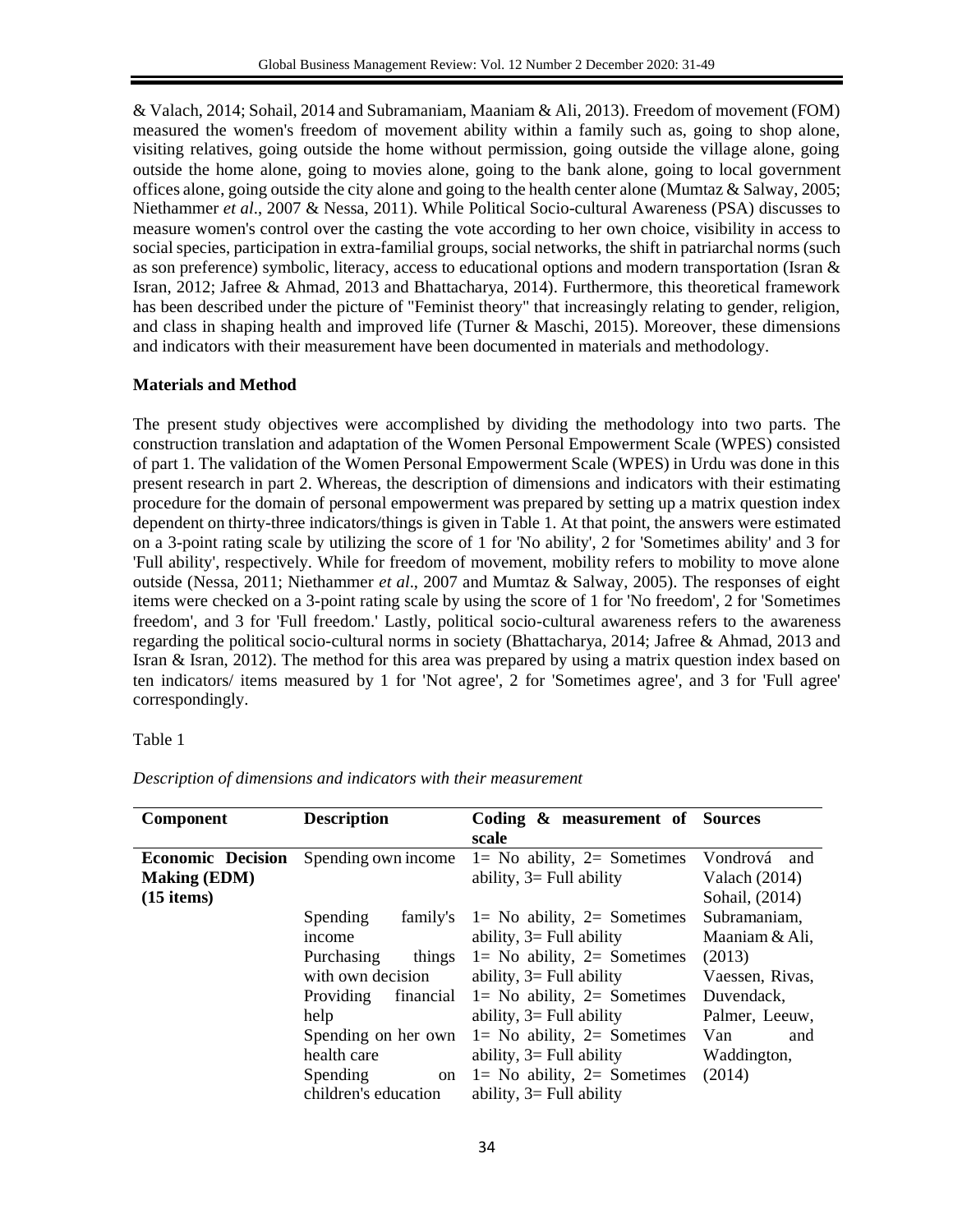& Valach, 2014; Sohail, 2014 and Subramaniam, Maaniam & Ali, 2013). Freedom of movement (FOM) measured the women's freedom of movement ability within a family such as, going to shop alone, visiting relatives, going outside the home without permission, going outside the village alone, going outside the home alone, going to movies alone, going to the bank alone, going to local government offices alone, going outside the city alone and going to the health center alone (Mumtaz & Salway, 2005; Niethammer *et al*., 2007 & Nessa, 2011). While Political Socio-cultural Awareness (PSA) discusses to measure women's control over the casting the vote according to her own choice, visibility in access to social species, participation in extra-familial groups, social networks, the shift in patriarchal norms (such as son preference) symbolic, literacy, access to educational options and modern transportation (Isran & Isran, 2012; Jafree & Ahmad, 2013 and Bhattacharya, 2014). Furthermore, this theoretical framework has been described under the picture of "Feminist theory" that increasingly relating to gender, religion, and class in shaping health and improved life (Turner & Maschi, 2015). Moreover, these dimensions and indicators with their measurement have been documented in materials and methodology.

**Materials and Method**

The present study objectives were accomplished by dividing the methodology into two parts. The construction translation and adaptation of the Women Personal Empowerment Scale (WPES) consisted of part 1. The validation of the Women Personal Empowerment Scale (WPES) in Urdu was done in this present research in part 2. Whereas, the description of dimensions and indicators with their estimating procedure for the domain of personal empowerment was prepared by setting up a matrix question index dependent on thirty-three indicators/things is given in Table 1. At that point, the answers were estimated on a 3-point rating scale by utilizing the score of 1 for 'No ability', 2 for 'Sometimes ability' and 3 for 'Full ability', respectively. While for freedom of movement, mobility refers to mobility to move alone outside (Nessa, 2011; Niethammer *et al*., 2007 and Mumtaz & Salway, 2005). The responses of eight items were checked on a 3-point rating scale by using the score of 1 for 'No freedom', 2 for 'Sometimes freedom', and 3 for 'Full freedom.' Lastly, political socio-cultural awareness refers to the awareness regarding the political socio-cultural norms in society (Bhattacharya, 2014; Jafree & Ahmad, 2013 and Isran & Isran, 2012). The method for this area was prepared by using a matrix question index based on ten indicators/ items measured by 1 for 'Not agree', 2 for 'Sometimes agree', and 3 for 'Full agree' correspondingly.

Table 1

*Description of dimensions and indicators with their measurement*

| Component | Description | Coding & measurement of scale | Sources |
|---|---|---|---|
| **Economic Decision Making (EDM) (15 items)** | Spending own income | 1= No ability, 2= Sometimes ability, 3= Full ability | Vondrová and Valach (2014) Sohail, (2014) |
| | Spending family's income | 1= No ability, 2= Sometimes ability, 3= Full ability | Subramaniam, Maaniam & Ali, (2013) |
| | Purchasing things with own decision | 1= No ability, 2= Sometimes ability, 3= Full ability | Vaessen, Rivas, Duvendack, |
| | Providing financial help | 1= No ability, 2= Sometimes ability, 3= Full ability | Palmer, Leeuw, |
| | Spending on her own health care | 1= No ability, 2= Sometimes ability, 3= Full ability | Van and Waddington, |
| | Spending on children's education | 1= No ability, 2= Sometimes ability, 3= Full ability | (2014) |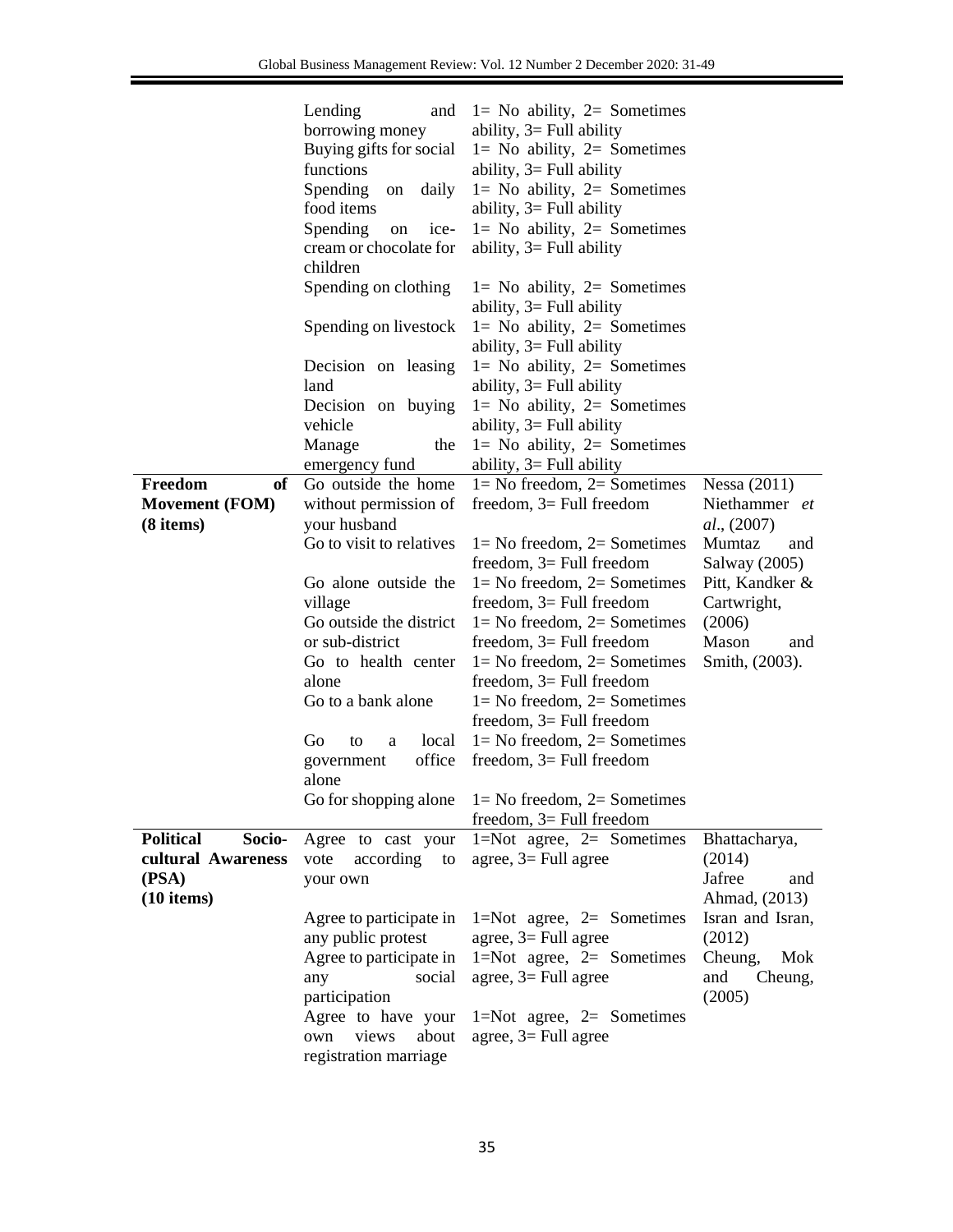| | | | |
|---|---|---|---|
| | Lending and borrowing money | 1= No ability, 2= Sometimes ability, 3= Full ability | |
| | Buying gifts for social functions | 1= No ability, 2= Sometimes ability, 3= Full ability | |
| | Spending on daily food items | 1= No ability, 2= Sometimes ability, 3= Full ability | |
| | Spending on ice-cream or chocolate for children | 1= No ability, 2= Sometimes ability, 3= Full ability | |
| | Spending on clothing | 1= No ability, 2= Sometimes ability, 3= Full ability | |
| | Spending on livestock | 1= No ability, 2= Sometimes ability, 3= Full ability | |
| | Decision on leasing land | 1= No ability, 2= Sometimes ability, 3= Full ability | |
| | Decision on buying vehicle | 1= No ability, 2= Sometimes ability, 3= Full ability | |
| | Manage the emergency fund | 1= No ability, 2= Sometimes ability, 3= Full ability | |
| **Freedom of Movement (FOM) (8 items)** | Go outside the home without permission of your husband | 1= No freedom, 2= Sometimes freedom, 3= Full freedom | Nessa (2011) Niethammer *et al*., (2007) |
| | Go to visit to relatives | 1= No freedom, 2= Sometimes freedom, 3= Full freedom | Mumtaz and Salway (2005) |
| | Go alone outside the village | 1= No freedom, 2= Sometimes freedom, 3= Full freedom | Pitt, Kandker & Cartwright, |
| | Go outside the district or sub-district | 1= No freedom, 2= Sometimes freedom, 3= Full freedom | (2006) Mason and |
| | Go to health center alone | 1= No freedom, 2= Sometimes freedom, 3= Full freedom | Smith, (2003). |
| | Go to a bank alone | 1= No freedom, 2= Sometimes freedom, 3= Full freedom | |
| | Go to a local government office alone | 1= No freedom, 2= Sometimes freedom, 3= Full freedom | |
| | Go for shopping alone | 1= No freedom, 2= Sometimes freedom, 3= Full freedom | |
| **Political Socio-cultural Awareness (PSA) (10 items)** | Agree to cast your vote according to your own | 1=Not agree, 2= Sometimes agree, 3= Full agree | Bhattacharya, (2014) Jafree and Ahmad, (2013) |
| | Agree to participate in any public protest | 1=Not agree, 2= Sometimes agree, 3= Full agree | Isran and Isran, (2012) |
| | Agree to participate in any social participation | 1=Not agree, 2= Sometimes agree, 3= Full agree | Cheung, Mok and Cheung, (2005) |
| | Agree to have your own views about registration marriage | 1=Not agree, 2= Sometimes agree, 3= Full agree | |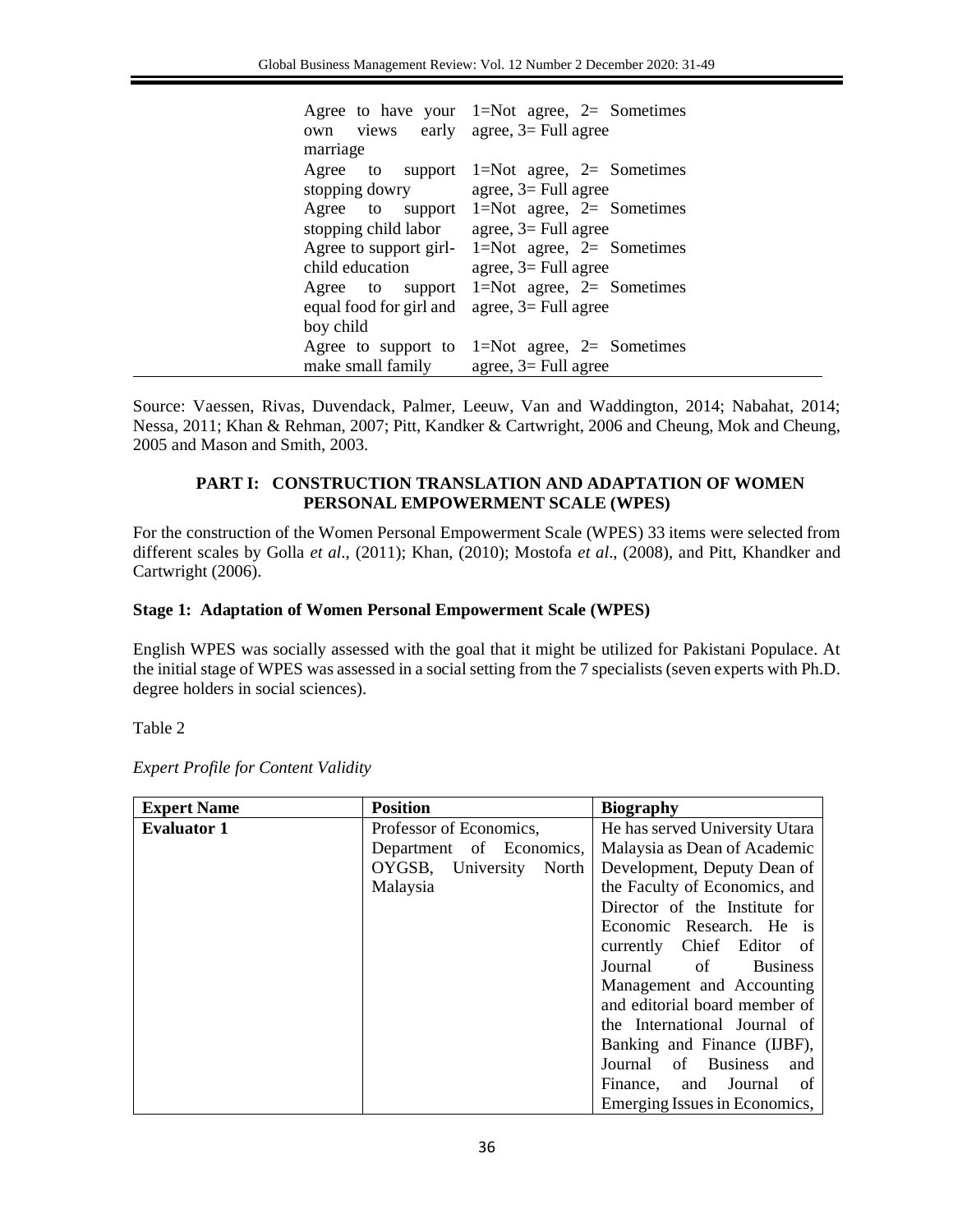| | | |
|---|---|---|
| | Agree to have your own views early marriage | 1=Not agree, 2= Sometimes agree, 3= Full agree |
| | Agree to support stopping dowry | 1=Not agree, 2= Sometimes agree, 3= Full agree |
| | Agree to support stopping child labor | 1=Not agree, 2= Sometimes agree, 3= Full agree |
| | Agree to support girl-child education | 1=Not agree, 2= Sometimes agree, 3= Full agree |
| | Agree to support equal food for girl and boy child | 1=Not agree, 2= Sometimes agree, 3= Full agree |
| | Agree to support to make small family | 1=Not agree, 2= Sometimes agree, 3= Full agree |

Source: Vaessen, Rivas, Duvendack, Palmer, Leeuw, Van and Waddington, 2014; Nabahat, 2014; Nessa, 2011; Khan & Rehman, 2007; Pitt, Kandker & Cartwright, 2006 and Cheung, Mok and Cheung, 2005 and Mason and Smith, 2003.

## PART I: CONSTRUCTION TRANSLATION AND ADAPTATION OF WOMEN PERSONAL EMPOWERMENT SCALE (WPES)

For the construction of the Women Personal Empowerment Scale (WPES) 33 items were selected from different scales by Golla *et al*., (2011); Khan, (2010); Mostofa *et al*., (2008), and Pitt, Khandker and Cartwright (2006).

### Stage 1: Adaptation of Women Personal Empowerment Scale (WPES)

English WPES was socially assessed with the goal that it might be utilized for Pakistani Populace. At the initial stage of WPES was assessed in a social setting from the 7 specialists (seven experts with Ph.D. degree holders in social sciences).

Table 2

*Expert Profile for Content Validity*

| Expert Name | Position | Biography |
|---|---|---|
| **Evaluator 1** | Professor of Economics, Department of Economics, OYGSB, University North Malaysia | He has served University Utara Malaysia as Dean of Academic Development, Deputy Dean of the Faculty of Economics, and Director of the Institute for Economic Research. He is currently Chief Editor of Journal of Business Management and Accounting and editorial board member of the International Journal of Banking and Finance (IJBF), Journal of Business and Finance, and Journal of Emerging Issues in Economics, |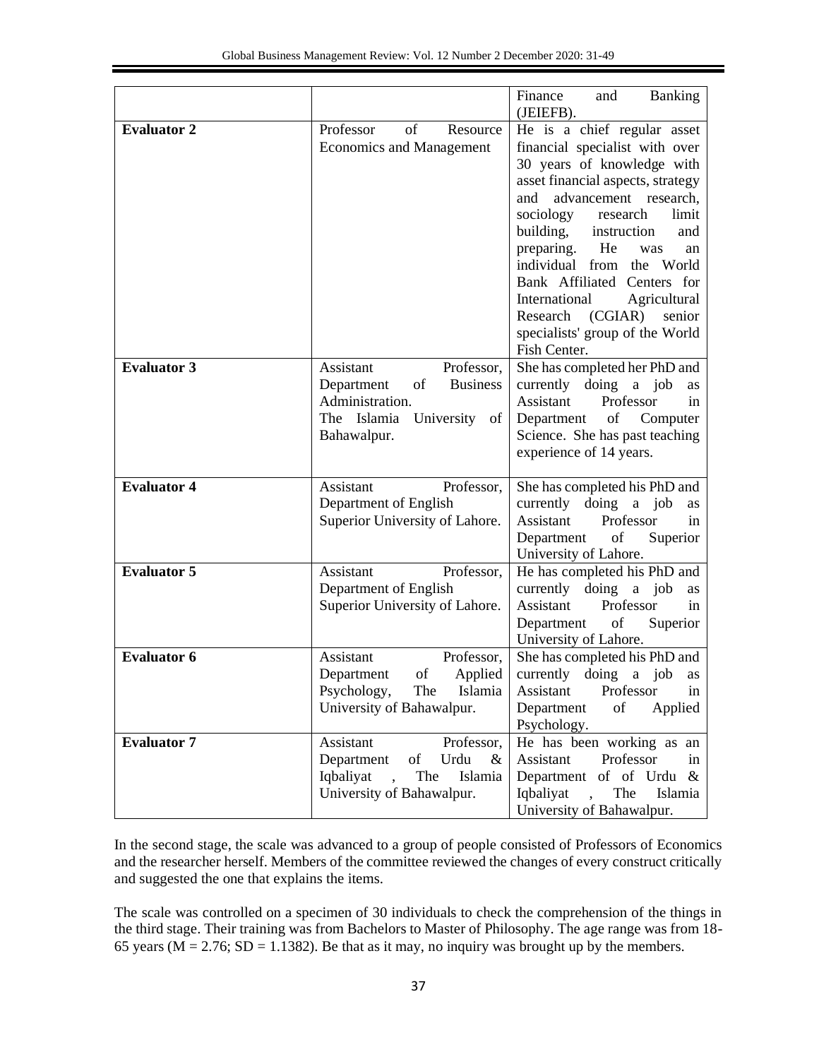| | | |
|---|---|---|
| | | Finance and Banking (JEIEFB). |
| **Evaluator 2** | Professor of Resource Economics and Management | He is a chief regular asset financial specialist with over 30 years of knowledge with asset financial aspects, strategy and advancement research, sociology research limit building, instruction and preparing. He was an individual from the World Bank Affiliated Centers for International Agricultural Research (CGIAR) senior specialists' group of the World Fish Center. |
| **Evaluator 3** | Assistant Professor, Department of Business Administration. The Islamia University of Bahawalpur. | She has completed her PhD and currently doing a job as Assistant Professor in Department of Computer Science. She has past teaching experience of 14 years. |
| **Evaluator 4** | Assistant Professor, Department of English Superior University of Lahore. | She has completed his PhD and currently doing a job as Assistant Professor in Department of Superior University of Lahore. |
| **Evaluator 5** | Assistant Professor, Department of English Superior University of Lahore. | He has completed his PhD and currently doing a job as Assistant Professor in Department of Superior University of Lahore. |
| **Evaluator 6** | Assistant Professor, Department of Applied Psychology, The Islamia University of Bahawalpur. | She has completed his PhD and currently doing a job as Assistant Professor in Department of Applied Psychology. |
| **Evaluator 7** | Assistant Professor, Department of Urdu & Iqbaliyat , The Islamia University of Bahawalpur. | He has been working as an Assistant Professor in Department of of Urdu & Iqbaliyat , The Islamia University of Bahawalpur. |

In the second stage, the scale was advanced to a group of people consisted of Professors of Economics and the researcher herself. Members of the committee reviewed the changes of every construct critically and suggested the one that explains the items.

The scale was controlled on a specimen of 30 individuals to check the comprehension of the things in the third stage. Their training was from Bachelors to Master of Philosophy. The age range was from 18-65 years ($M = 2.76$; $SD = 1.1382$). Be that as it may, no inquiry was brought up by the members.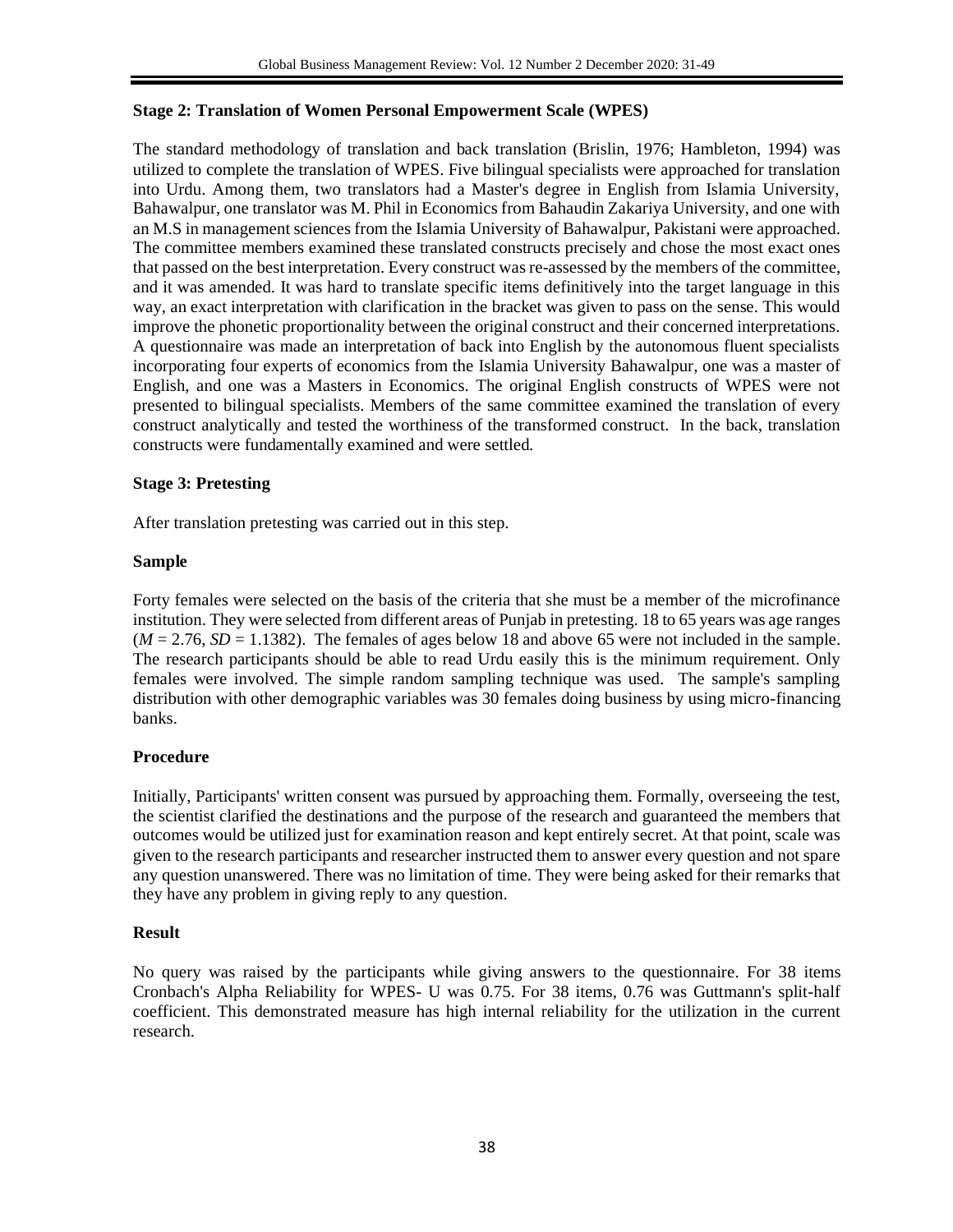### Stage 2: Translation of Women Personal Empowerment Scale (WPES)

The standard methodology of translation and back translation (Brislin, 1976; Hambleton, 1994) was utilized to complete the translation of WPES. Five bilingual specialists were approached for translation into Urdu. Among them, two translators had a Master's degree in English from Islamia University, Bahawalpur, one translator was M. Phil in Economics from Bahaudin Zakariya University, and one with an M.S in management sciences from the Islamia University of Bahawalpur, Pakistani were approached. The committee members examined these translated constructs precisely and chose the most exact ones that passed on the best interpretation. Every construct was re-assessed by the members of the committee, and it was amended. It was hard to translate specific items definitively into the target language in this way, an exact interpretation with clarification in the bracket was given to pass on the sense. This would improve the phonetic proportionality between the original construct and their concerned interpretations. A questionnaire was made an interpretation of back into English by the autonomous fluent specialists incorporating four experts of economics from the Islamia University Bahawalpur, one was a master of English, and one was a Masters in Economics. The original English constructs of WPES were not presented to bilingual specialists. Members of the same committee examined the translation of every construct analytically and tested the worthiness of the transformed construct. In the back, translation constructs were fundamentally examined and were settled.

### Stage 3: Pretesting

After translation pretesting was carried out in this step.

### Sample

Forty females were selected on the basis of the criteria that she must be a member of the microfinance institution. They were selected from different areas of Punjab in pretesting. 18 to 65 years was age ranges ($M$ = 2.76, $SD$ = 1.1382). The females of ages below 18 and above 65 were not included in the sample. The research participants should be able to read Urdu easily this is the minimum requirement. Only females were involved. The simple random sampling technique was used. The sample's sampling distribution with other demographic variables was 30 females doing business by using micro-financing banks.

### Procedure

Initially, Participants' written consent was pursued by approaching them. Formally, overseeing the test, the scientist clarified the destinations and the purpose of the research and guaranteed the members that outcomes would be utilized just for examination reason and kept entirely secret. At that point, scale was given to the research participants and researcher instructed them to answer every question and not spare any question unanswered. There was no limitation of time. They were being asked for their remarks that they have any problem in giving reply to any question.

### Result

No query was raised by the participants while giving answers to the questionnaire. For 38 items Cronbach's Alpha Reliability for WPES- U was 0.75. For 38 items, 0.76 was Guttmann's split-half coefficient. This demonstrated measure has high internal reliability for the utilization in the current research.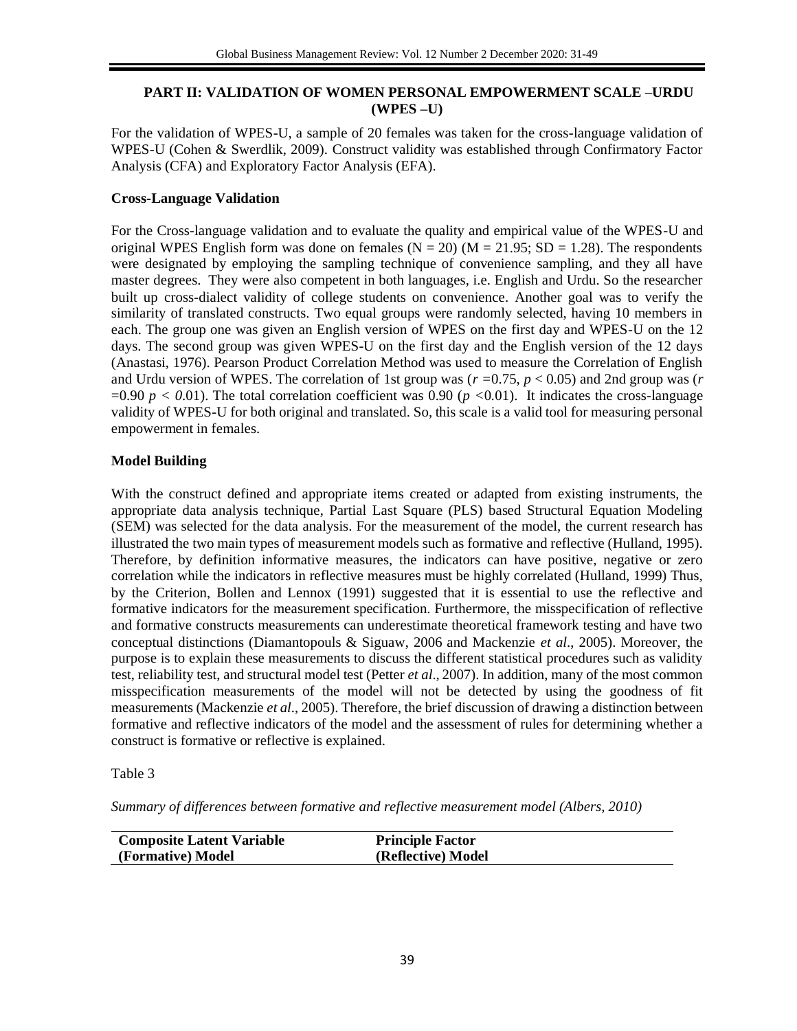## PART II: VALIDATION OF WOMEN PERSONAL EMPOWERMENT SCALE –URDU (WPES –U)

For the validation of WPES-U, a sample of 20 females was taken for the cross-language validation of WPES-U (Cohen & Swerdlik, 2009). Construct validity was established through Confirmatory Factor Analysis (CFA) and Exploratory Factor Analysis (EFA).

### Cross-Language Validation

For the Cross-language validation and to evaluate the quality and empirical value of the WPES-U and original WPES English form was done on females ($N = 20$) ($M = 21.95$; $SD = 1.28$). The respondents were designated by employing the sampling technique of convenience sampling, and they all have master degrees. They were also competent in both languages, i.e. English and Urdu. So the researcher built up cross-dialect validity of college students on convenience. Another goal was to verify the similarity of translated constructs. Two equal groups were randomly selected, having 10 members in each. The group one was given an English version of WPES on the first day and WPES-U on the 12 days. The second group was given WPES-U on the first day and the English version of the 12 days (Anastasi, 1976). Pearson Product Correlation Method was used to measure the Correlation of English and Urdu version of WPES. The correlation of 1st group was ($r = 0.75$, $p < 0.05$) and 2nd group was ($r = 0.90$ $p < 0.01$). The total correlation coefficient was 0.90 ($p < 0.01$). It indicates the cross-language validity of WPES-U for both original and translated. So, this scale is a valid tool for measuring personal empowerment in females.

### Model Building

With the construct defined and appropriate items created or adapted from existing instruments, the appropriate data analysis technique, Partial Last Square (PLS) based Structural Equation Modeling (SEM) was selected for the data analysis. For the measurement of the model, the current research has illustrated the two main types of measurement models such as formative and reflective (Hulland, 1995). Therefore, by definition informative measures, the indicators can have positive, negative or zero correlation while the indicators in reflective measures must be highly correlated (Hulland, 1999) Thus, by the Criterion, Bollen and Lennox (1991) suggested that it is essential to use the reflective and formative indicators for the measurement specification. Furthermore, the misspecification of reflective and formative constructs measurements can underestimate theoretical framework testing and have two conceptual distinctions (Diamantopouls & Siguaw, 2006 and Mackenzie *et al*., 2005). Moreover, the purpose is to explain these measurements to discuss the different statistical procedures such as validity test, reliability test, and structural model test (Petter *et al*., 2007). In addition, many of the most common misspecification measurements of the model will not be detected by using the goodness of fit measurements (Mackenzie *et al*., 2005). Therefore, the brief discussion of drawing a distinction between formative and reflective indicators of the model and the assessment of rules for determining whether a construct is formative or reflective is explained.

Table 3

*Summary of differences between formative and reflective measurement model (Albers, 2010)*

| Composite Latent Variable (Formative) Model | Principle Factor (Reflective) Model |
|---|---|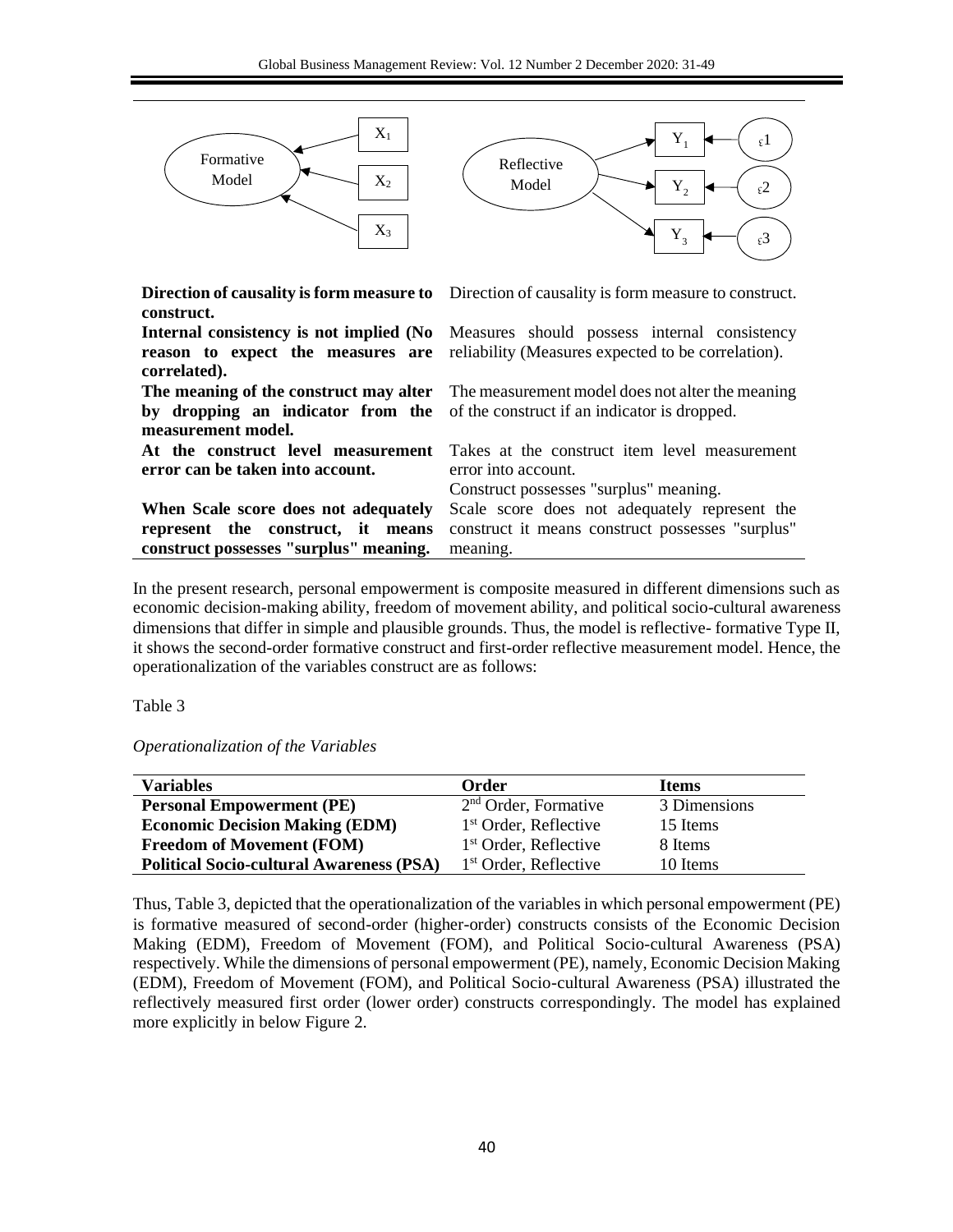| Formative Model | Reflective Model |
|---|---|
| **Direction of causality is form measure to construct.** | Direction of causality is form measure to construct. |
| **Internal consistency is not implied (No reason to expect the measures are correlated).** | Measures should possess internal consistency reliability (Measures expected to be correlation). |
| **The meaning of the construct may alter by dropping an indicator from the measurement model.** | The measurement model does not alter the meaning of the construct if an indicator is dropped. |
| **At the construct level measurement error can be taken into account.** | Takes at the construct item level measurement error into account. Construct possesses "surplus" meaning. |
| **When Scale score does not adequately represent the construct, it means construct possesses "surplus" meaning.** | Scale score does not adequately represent the construct it means construct possesses "surplus" meaning. |

In the present research, personal empowerment is composite measured in different dimensions such as economic decision-making ability, freedom of movement ability, and political socio-cultural awareness dimensions that differ in simple and plausible grounds. Thus, the model is reflective- formative Type II, it shows the second-order formative construct and first-order reflective measurement model. Hence, the operationalization of the variables construct are as follows:

Table 3

*Operationalization of the Variables*

| Variables | Order | Items |
|---|---|---|
| **Personal Empowerment (PE)** | 2nd Order, Formative | 3 Dimensions |
| **Economic Decision Making (EDM)** | 1st Order, Reflective | 15 Items |
| **Freedom of Movement (FOM)** | 1st Order, Reflective | 8 Items |
| **Political Socio-cultural Awareness (PSA)** | 1st Order, Reflective | 10 Items |

Thus, Table 3, depicted that the operationalization of the variables in which personal empowerment (PE) is formative measured of second-order (higher-order) constructs consists of the Economic Decision Making (EDM), Freedom of Movement (FOM), and Political Socio-cultural Awareness (PSA) respectively. While the dimensions of personal empowerment (PE), namely, Economic Decision Making (EDM), Freedom of Movement (FOM), and Political Socio-cultural Awareness (PSA) illustrated the reflectively measured first order (lower order) constructs correspondingly. The model has explained more explicitly in below Figure 2.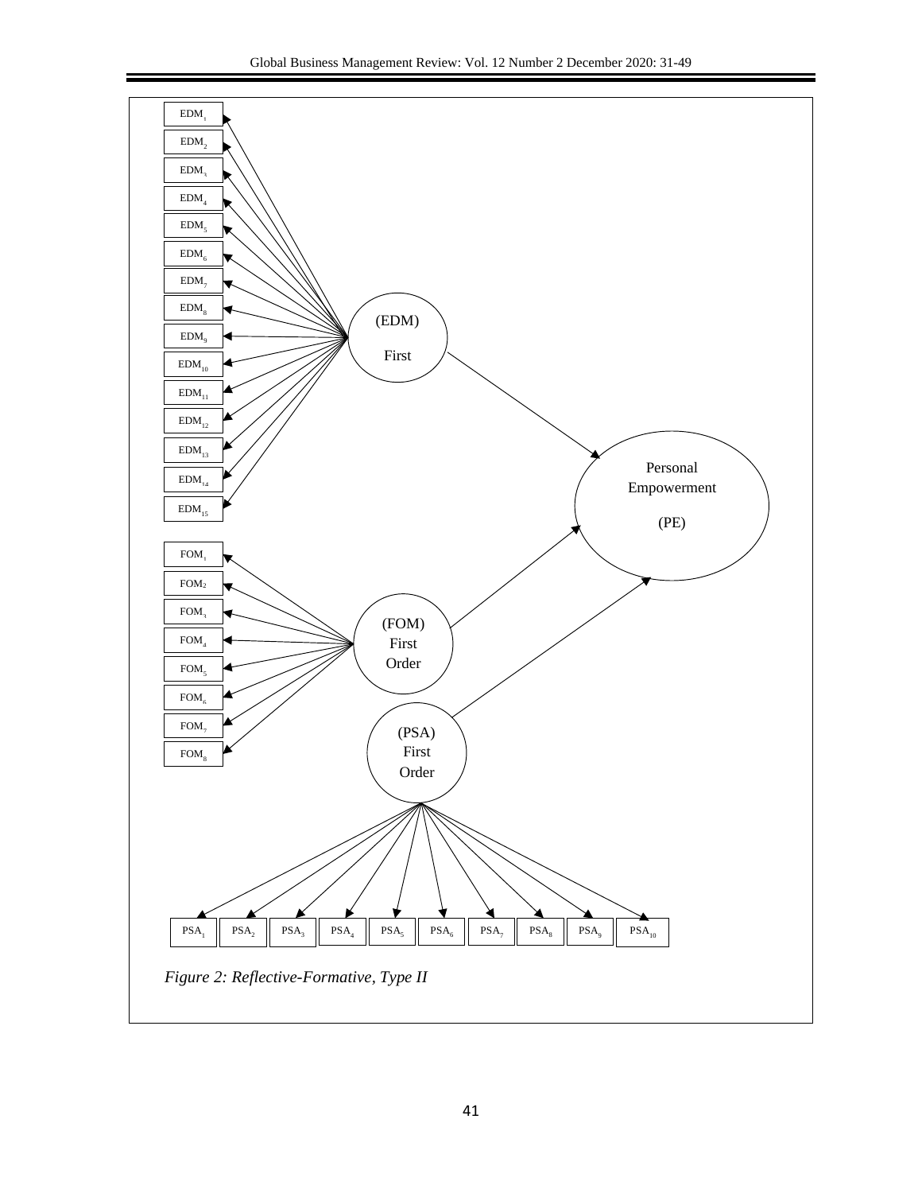Figure 2: Reflective-Formative, Type II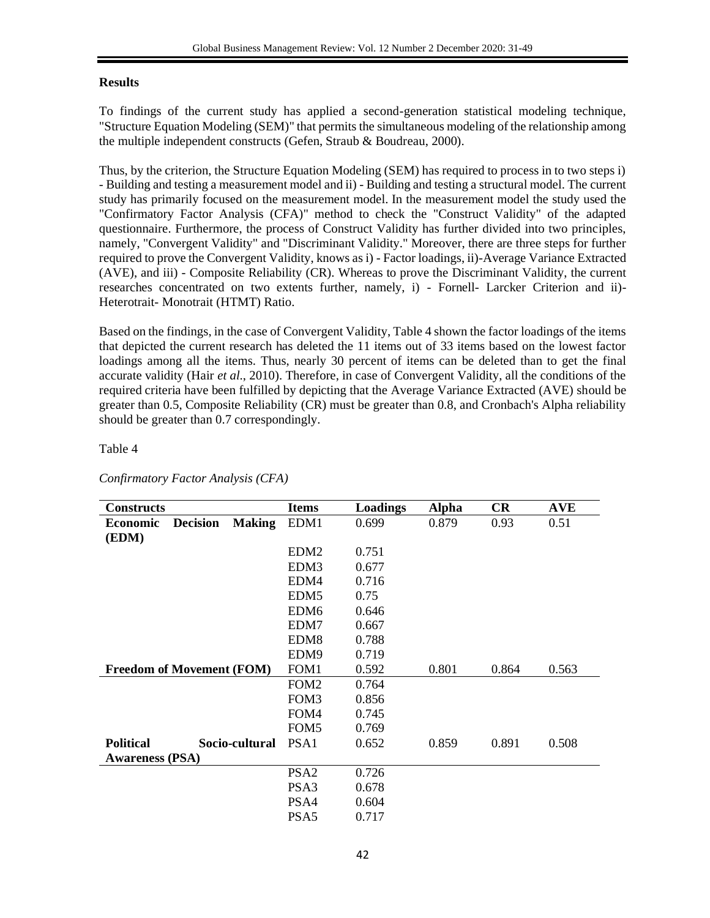**Results**

To findings of the current study has applied a second-generation statistical modeling technique, "Structure Equation Modeling (SEM)" that permits the simultaneous modeling of the relationship among the multiple independent constructs (Gefen, Straub & Boudreau, 2000).

Thus, by the criterion, the Structure Equation Modeling (SEM) has required to process in to two steps i) - Building and testing a measurement model and ii) - Building and testing a structural model. The current study has primarily focused on the measurement model. In the measurement model the study used the "Confirmatory Factor Analysis (CFA)" method to check the "Construct Validity" of the adapted questionnaire. Furthermore, the process of Construct Validity has further divided into two principles, namely, "Convergent Validity" and "Discriminant Validity." Moreover, there are three steps for further required to prove the Convergent Validity, knows as i) - Factor loadings, ii)-Average Variance Extracted (AVE), and iii) - Composite Reliability (CR). Whereas to prove the Discriminant Validity, the current researches concentrated on two extents further, namely, i) - Fornell- Larcker Criterion and ii)- Heterotrait- Monotrait (HTMT) Ratio.

Based on the findings, in the case of Convergent Validity, Table 4 shown the factor loadings of the items that depicted the current research has deleted the 11 items out of 33 items based on the lowest factor loadings among all the items. Thus, nearly 30 percent of items can be deleted than to get the final accurate validity (Hair *et al*., 2010). Therefore, in case of Convergent Validity, all the conditions of the required criteria have been fulfilled by depicting that the Average Variance Extracted (AVE) should be greater than 0.5, Composite Reliability (CR) must be greater than 0.8, and Cronbach's Alpha reliability should be greater than 0.7 correspondingly.

Table 4

*Confirmatory Factor Analysis (CFA)*

| Constructs | Items | Loadings | Alpha | CR | AVE |
|---|---|---|---|---|---|
| **Economic Decision Making (EDM)** | EDM1 | 0.699 | 0.879 | 0.93 | 0.51 |
| | EDM2 | 0.751 | | | |
| | EDM3 | 0.677 | | | |
| | EDM4 | 0.716 | | | |
| | EDM5 | 0.75 | | | |
| | EDM6 | 0.646 | | | |
| | EDM7 | 0.667 | | | |
| | EDM8 | 0.788 | | | |
| | EDM9 | 0.719 | | | |
| **Freedom of Movement (FOM)** | FOM1 | 0.592 | 0.801 | 0.864 | 0.563 |
| | FOM2 | 0.764 | | | |
| | FOM3 | 0.856 | | | |
| | FOM4 | 0.745 | | | |
| | FOM5 | 0.769 | | | |
| **Political Socio-cultural Awareness (PSA)** | PSA1 | 0.652 | 0.859 | 0.891 | 0.508 |
| | PSA2 | 0.726 | | | |
| | PSA3 | 0.678 | | | |
| | PSA4 | 0.604 | | | |
| | PSA5 | 0.717 | | | |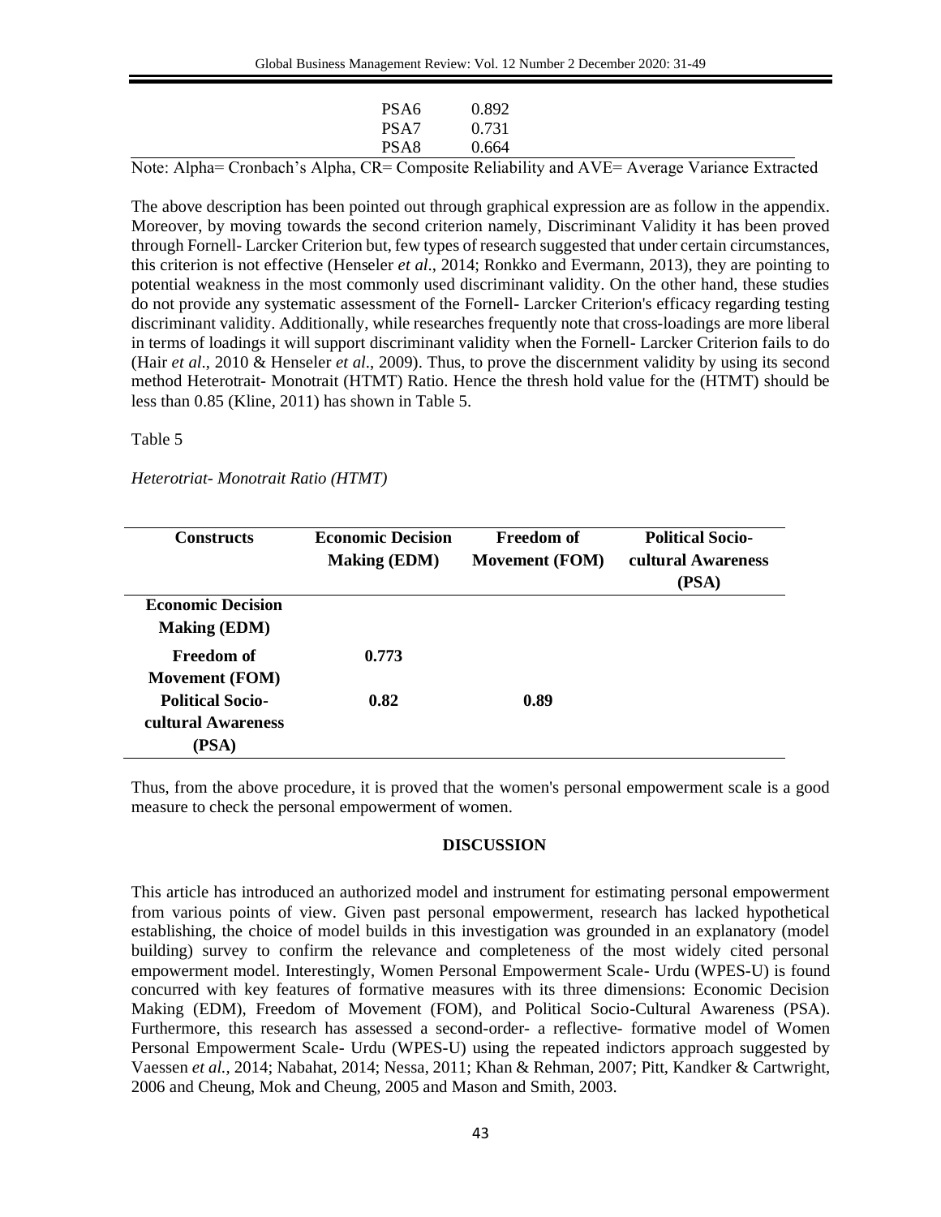| | PSA6 | 0.892 |
|---|---|---|
| | PSA7 | 0.731 |
| | PSA8 | 0.664 |

Note: Alpha= Cronbach's Alpha, CR= Composite Reliability and AVE= Average Variance Extracted

The above description has been pointed out through graphical expression are as follow in the appendix. Moreover, by moving towards the second criterion namely, Discriminant Validity it has been proved through Fornell- Larcker Criterion but, few types of research suggested that under certain circumstances, this criterion is not effective (Henseler *et al*., 2014; Ronkko and Evermann, 2013), they are pointing to potential weakness in the most commonly used discriminant validity. On the other hand, these studies do not provide any systematic assessment of the Fornell- Larcker Criterion's efficacy regarding testing discriminant validity. Additionally, while researches frequently note that cross-loadings are more liberal in terms of loadings it will support discriminant validity when the Fornell- Larcker Criterion fails to do (Hair *et al*., 2010 & Henseler *et al*., 2009). Thus, to prove the discernment validity by using its second method Heterotrait- Monotrait (HTMT) Ratio. Hence the thresh hold value for the (HTMT) should be less than 0.85 (Kline, 2011) has shown in Table 5.

Table 5

*Heterotriat- Monotrait Ratio (HTMT)*

| Constructs | Economic Decision Making (EDM) | Freedom of Movement (FOM) | Political Socio-cultural Awareness (PSA) |
|---|---|---|---|
| **Economic Decision Making (EDM)** | | | |
| **Freedom of Movement (FOM)** | **0.773** | | |
| **Political Socio-cultural Awareness (PSA)** | **0.82** | **0.89** | |

Thus, from the above procedure, it is proved that the women's personal empowerment scale is a good measure to check the personal empowerment of women.

## DISCUSSION

This article has introduced an authorized model and instrument for estimating personal empowerment from various points of view. Given past personal empowerment, research has lacked hypothetical establishing, the choice of model builds in this investigation was grounded in an explanatory (model building) survey to confirm the relevance and completeness of the most widely cited personal empowerment model. Interestingly, Women Personal Empowerment Scale- Urdu (WPES-U) is found concurred with key features of formative measures with its three dimensions: Economic Decision Making (EDM), Freedom of Movement (FOM), and Political Socio-Cultural Awareness (PSA). Furthermore, this research has assessed a second-order- a reflective- formative model of Women Personal Empowerment Scale- Urdu (WPES-U) using the repeated indictors approach suggested by Vaessen *et al.*, 2014; Nabahat, 2014; Nessa, 2011; Khan & Rehman, 2007; Pitt, Kandker & Cartwright, 2006 and Cheung, Mok and Cheung, 2005 and Mason and Smith, 2003.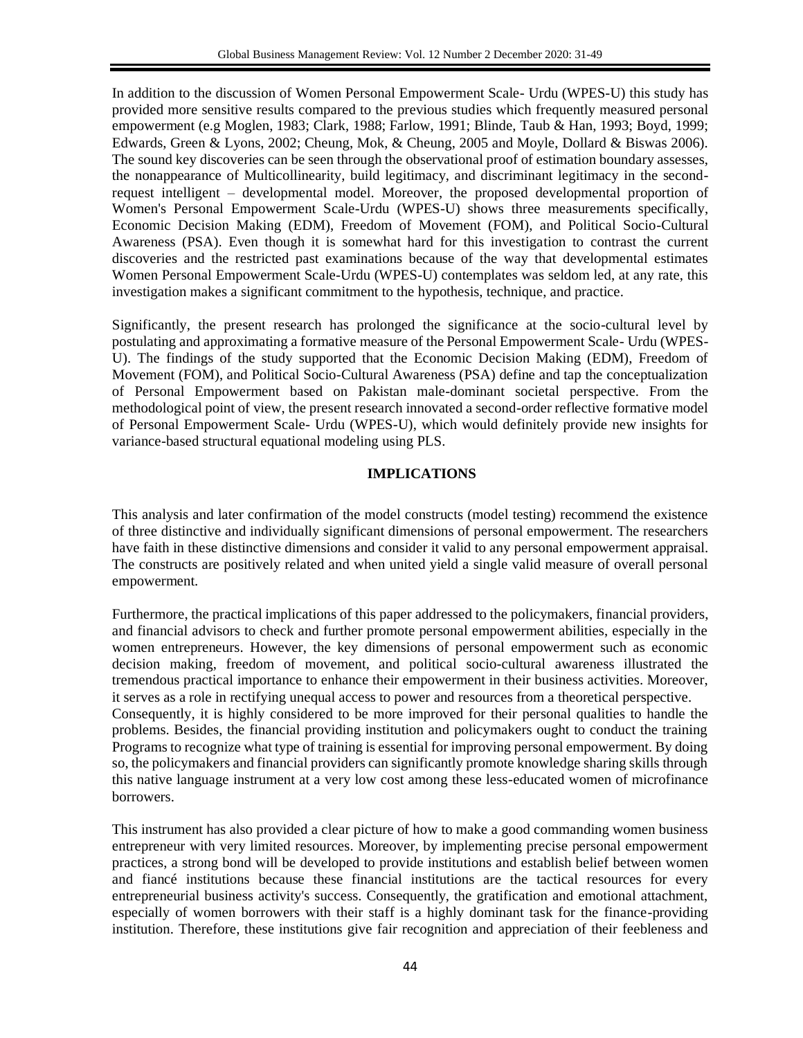In addition to the discussion of Women Personal Empowerment Scale- Urdu (WPES-U) this study has provided more sensitive results compared to the previous studies which frequently measured personal empowerment (e.g Moglen, 1983; Clark, 1988; Farlow, 1991; Blinde, Taub & Han, 1993; Boyd, 1999; Edwards, Green & Lyons, 2002; Cheung, Mok, & Cheung, 2005 and Moyle, Dollard & Biswas 2006). The sound key discoveries can be seen through the observational proof of estimation boundary assesses, the nonappearance of Multicollinearity, build legitimacy, and discriminant legitimacy in the second-request intelligent – developmental model. Moreover, the proposed developmental proportion of Women's Personal Empowerment Scale-Urdu (WPES-U) shows three measurements specifically, Economic Decision Making (EDM), Freedom of Movement (FOM), and Political Socio-Cultural Awareness (PSA). Even though it is somewhat hard for this investigation to contrast the current discoveries and the restricted past examinations because of the way that developmental estimates Women Personal Empowerment Scale-Urdu (WPES-U) contemplates was seldom led, at any rate, this investigation makes a significant commitment to the hypothesis, technique, and practice.

Significantly, the present research has prolonged the significance at the socio-cultural level by postulating and approximating a formative measure of the Personal Empowerment Scale- Urdu (WPES-U). The findings of the study supported that the Economic Decision Making (EDM), Freedom of Movement (FOM), and Political Socio-Cultural Awareness (PSA) define and tap the conceptualization of Personal Empowerment based on Pakistan male-dominant societal perspective. From the methodological point of view, the present research innovated a second-order reflective formative model of Personal Empowerment Scale- Urdu (WPES-U), which would definitely provide new insights for variance-based structural equational modeling using PLS.

## IMPLICATIONS

This analysis and later confirmation of the model constructs (model testing) recommend the existence of three distinctive and individually significant dimensions of personal empowerment. The researchers have faith in these distinctive dimensions and consider it valid to any personal empowerment appraisal. The constructs are positively related and when united yield a single valid measure of overall personal empowerment.

Furthermore, the practical implications of this paper addressed to the policymakers, financial providers, and financial advisors to check and further promote personal empowerment abilities, especially in the women entrepreneurs. However, the key dimensions of personal empowerment such as economic decision making, freedom of movement, and political socio-cultural awareness illustrated the tremendous practical importance to enhance their empowerment in their business activities. Moreover, it serves as a role in rectifying unequal access to power and resources from a theoretical perspective. Consequently, it is highly considered to be more improved for their personal qualities to handle the problems. Besides, the financial providing institution and policymakers ought to conduct the training Programs to recognize what type of training is essential for improving personal empowerment. By doing so, the policymakers and financial providers can significantly promote knowledge sharing skills through this native language instrument at a very low cost among these less-educated women of microfinance borrowers.

This instrument has also provided a clear picture of how to make a good commanding women business entrepreneur with very limited resources. Moreover, by implementing precise personal empowerment practices, a strong bond will be developed to provide institutions and establish belief between women and fiancé institutions because these financial institutions are the tactical resources for every entrepreneurial business activity's success. Consequently, the gratification and emotional attachment, especially of women borrowers with their staff is a highly dominant task for the finance-providing institution. Therefore, these institutions give fair recognition and appreciation of their feebleness and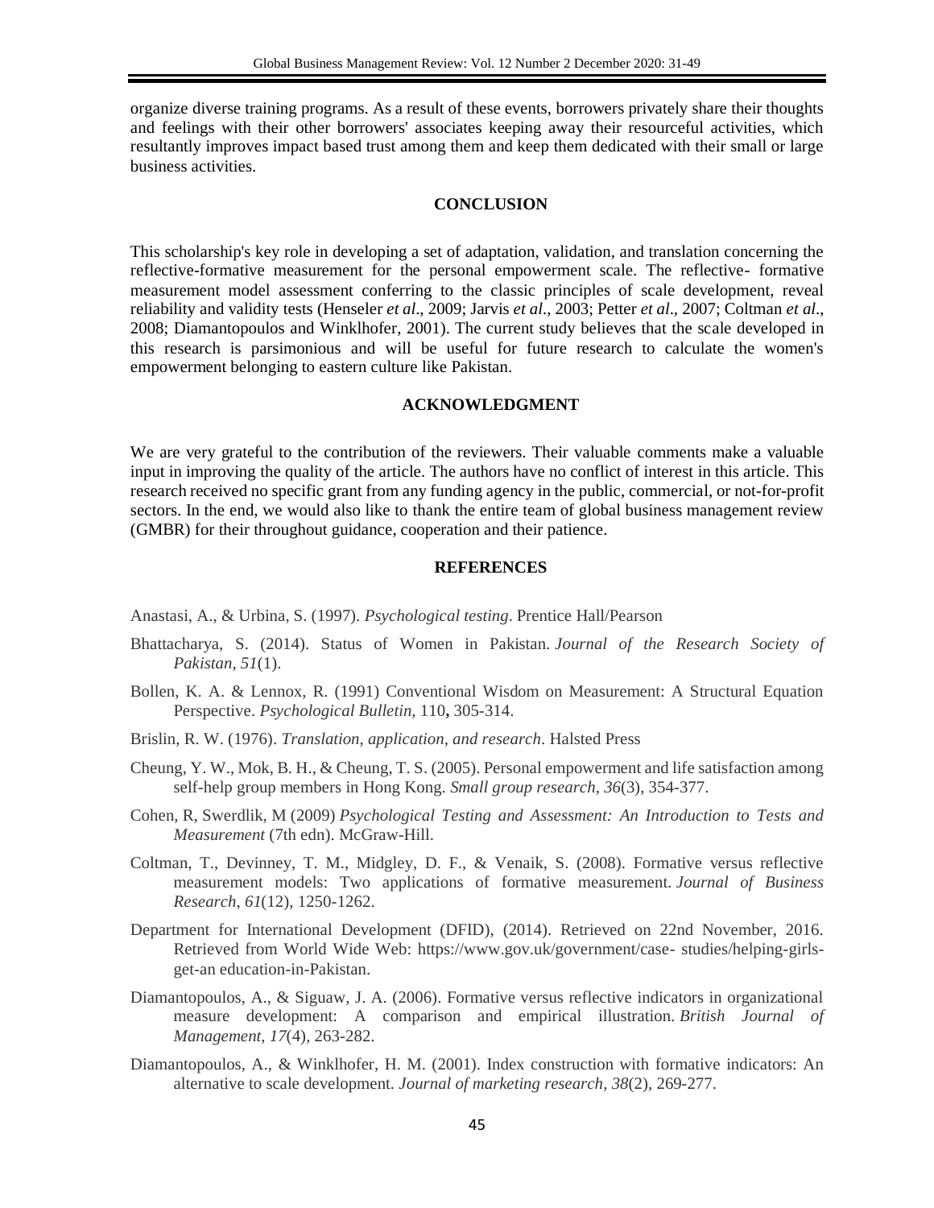organize diverse training programs. As a result of these events, borrowers privately share their thoughts and feelings with their other borrowers' associates keeping away their resourceful activities, which resultantly improves impact based trust among them and keep them dedicated with their small or large business activities.

## CONCLUSION

This scholarship's key role in developing a set of adaptation, validation, and translation concerning the reflective-formative measurement for the personal empowerment scale. The reflective- formative measurement model assessment conferring to the classic principles of scale development, reveal reliability and validity tests (Henseler *et al*., 2009; Jarvis *et al*., 2003; Petter *et al*., 2007; Coltman *et al*., 2008; Diamantopoulos and Winklhofer, 2001). The current study believes that the scale developed in this research is parsimonious and will be useful for future research to calculate the women's empowerment belonging to eastern culture like Pakistan.

## ACKNOWLEDGMENT

We are very grateful to the contribution of the reviewers. Their valuable comments make a valuable input in improving the quality of the article. The authors have no conflict of interest in this article. This research received no specific grant from any funding agency in the public, commercial, or not-for-profit sectors. In the end, we would also like to thank the entire team of global business management review (GMBR) for their throughout guidance, cooperation and their patience.

## REFERENCES

Anastasi, A., & Urbina, S. (1997). *Psychological testing*. Prentice Hall/Pearson

Bhattacharya, S. (2014). Status of Women in Pakistan. *Journal of the Research Society of Pakistan*, *51*(1).

Bollen, K. A. & Lennox, R. (1991) Conventional Wisdom on Measurement: A Structural Equation Perspective. *Psychological Bulletin*, 110**,** 305-314.

Brislin, R. W. (1976). *Translation, application, and research*. Halsted Press

Cheung, Y. W., Mok, B. H., & Cheung, T. S. (2005). Personal empowerment and life satisfaction among self-help group members in Hong Kong. *Small group research*, *36*(3), 354-377.

Cohen, R, Swerdlik, M (2009) *Psychological Testing and Assessment: An Introduction to Tests and Measurement* (7th edn). McGraw-Hill.

Coltman, T., Devinney, T. M., Midgley, D. F., & Venaik, S. (2008). Formative versus reflective measurement models: Two applications of formative measurement. *Journal of Business Research*, *61*(12), 1250-1262.

Department for International Development (DFID), (2014). Retrieved on 22nd November, 2016. Retrieved from World Wide Web: https://www.gov.uk/government/case- studies/helping-girls-get-an education-in-Pakistan.

Diamantopoulos, A., & Siguaw, J. A. (2006). Formative versus reflective indicators in organizational measure development: A comparison and empirical illustration. *British Journal of Management*, *17*(4), 263-282.

Diamantopoulos, A., & Winklhofer, H. M. (2001). Index construction with formative indicators: An alternative to scale development. *Journal of marketing research*, *38*(2), 269-277.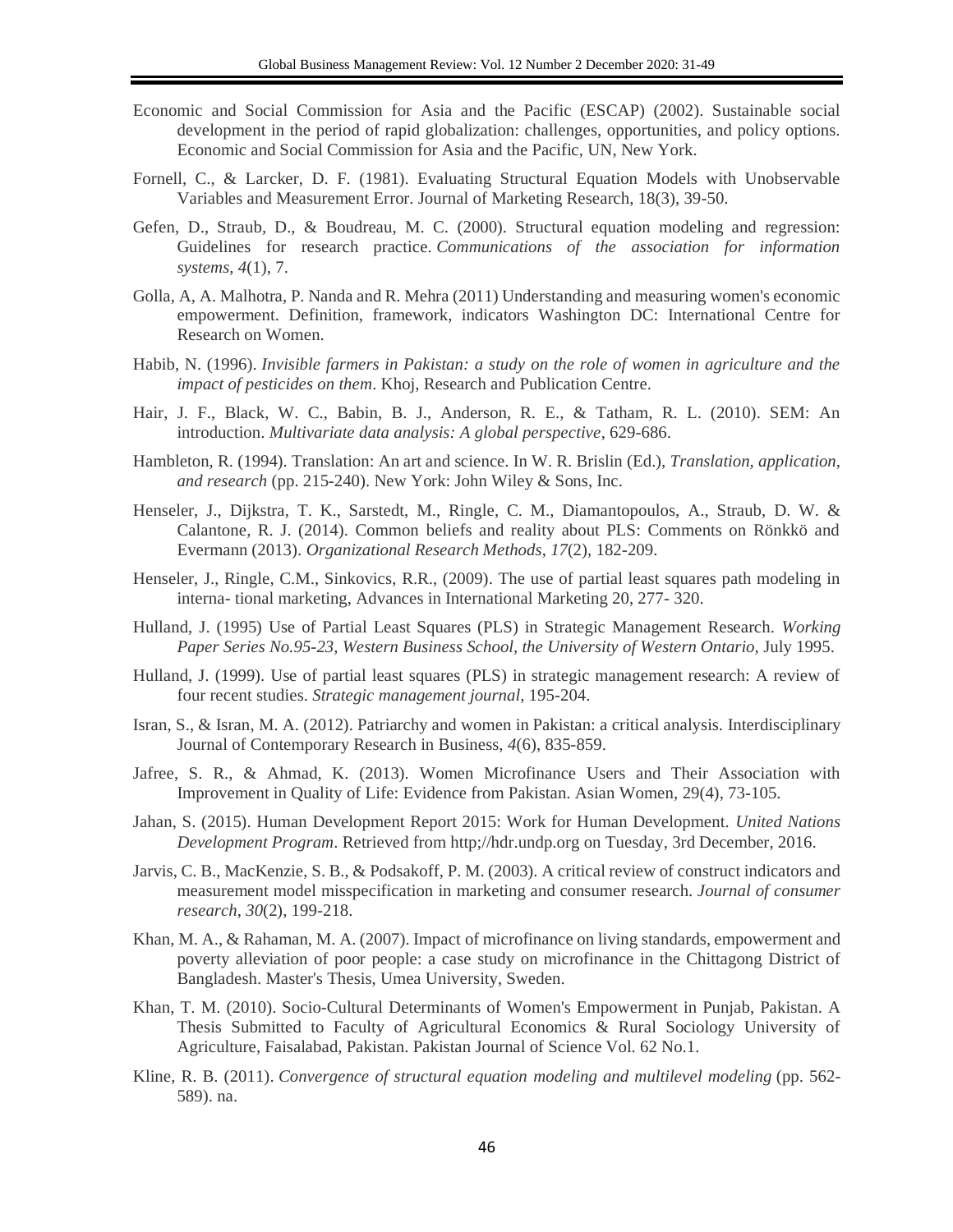Economic and Social Commission for Asia and the Pacific (ESCAP) (2002). Sustainable social development in the period of rapid globalization: challenges, opportunities, and policy options. Economic and Social Commission for Asia and the Pacific, UN, New York.

Fornell, C., & Larcker, D. F. (1981). Evaluating Structural Equation Models with Unobservable Variables and Measurement Error. Journal of Marketing Research, 18(3), 39-50.

Gefen, D., Straub, D., & Boudreau, M. C. (2000). Structural equation modeling and regression: Guidelines for research practice. *Communications of the association for information systems*, *4*(1), 7.

Golla, A, A. Malhotra, P. Nanda and R. Mehra (2011) Understanding and measuring women's economic empowerment. Definition, framework, indicators Washington DC: International Centre for Research on Women.

Habib, N. (1996). *Invisible farmers in Pakistan: a study on the role of women in agriculture and the impact of pesticides on them*. Khoj, Research and Publication Centre.

Hair, J. F., Black, W. C., Babin, B. J., Anderson, R. E., & Tatham, R. L. (2010). SEM: An introduction. *Multivariate data analysis: A global perspective*, 629-686.

Hambleton, R. (1994). Translation: An art and science. In W. R. Brislin (Ed.), *Translation, application, and research* (pp. 215-240). New York: John Wiley & Sons, Inc.

Henseler, J., Dijkstra, T. K., Sarstedt, M., Ringle, C. M., Diamantopoulos, A., Straub, D. W. & Calantone, R. J. (2014). Common beliefs and reality about PLS: Comments on Rönkkö and Evermann (2013). *Organizational Research Methods*, *17*(2), 182-209.

Henseler, J., Ringle, C.M., Sinkovics, R.R., (2009). The use of partial least squares path modeling in interna- tional marketing, Advances in International Marketing 20, 277- 320.

Hulland, J. (1995) Use of Partial Least Squares (PLS) in Strategic Management Research. *Working Paper Series No.95-23, Western Business School, the University of Western Ontario*, July 1995.

Hulland, J. (1999). Use of partial least squares (PLS) in strategic management research: A review of four recent studies. *Strategic management journal*, 195-204.

Isran, S., & Isran, M. A. (2012). Patriarchy and women in Pakistan: a critical analysis. Interdisciplinary Journal of Contemporary Research in Business, *4*(6), 835-859.

Jafree, S. R., & Ahmad, K. (2013). Women Microfinance Users and Their Association with Improvement in Quality of Life: Evidence from Pakistan. Asian Women, 29(4), 73-105.

Jahan, S. (2015). Human Development Report 2015: Work for Human Development. *United Nations Development Program*. Retrieved from http;//hdr.undp.org on Tuesday, 3rd December, 2016.

Jarvis, C. B., MacKenzie, S. B., & Podsakoff, P. M. (2003). A critical review of construct indicators and measurement model misspecification in marketing and consumer research. *Journal of consumer research*, *30*(2), 199-218.

Khan, M. A., & Rahaman, M. A. (2007). Impact of microfinance on living standards, empowerment and poverty alleviation of poor people: a case study on microfinance in the Chittagong District of Bangladesh. Master's Thesis, Umea University, Sweden.

Khan, T. M. (2010). Socio-Cultural Determinants of Women's Empowerment in Punjab, Pakistan. A Thesis Submitted to Faculty of Agricultural Economics & Rural Sociology University of Agriculture, Faisalabad, Pakistan. Pakistan Journal of Science Vol. 62 No.1.

Kline, R. B. (2011). *Convergence of structural equation modeling and multilevel modeling* (pp. 562-589). na.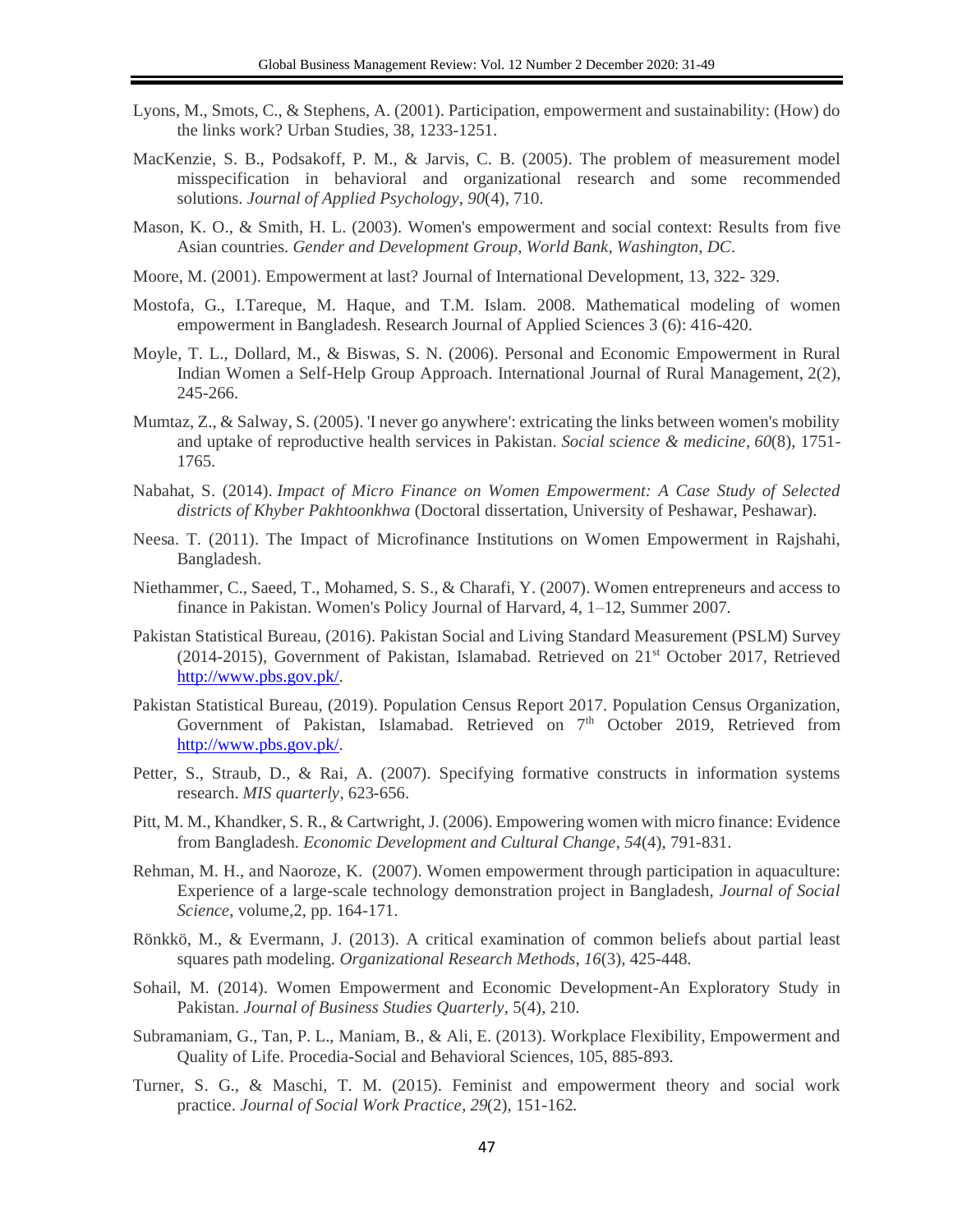Lyons, M., Smots, C., & Stephens, A. (2001). Participation, empowerment and sustainability: (How) do the links work? Urban Studies, 38, 1233-1251.

MacKenzie, S. B., Podsakoff, P. M., & Jarvis, C. B. (2005). The problem of measurement model misspecification in behavioral and organizational research and some recommended solutions. *Journal of Applied Psychology*, *90*(4), 710.

Mason, K. O., & Smith, H. L. (2003). Women's empowerment and social context: Results from five Asian countries. *Gender and Development Group, World Bank, Washington, DC*.

Moore, M. (2001). Empowerment at last? Journal of International Development, 13, 322- 329.

Mostofa, G., I.Tareque, M. Haque, and T.M. Islam. 2008. Mathematical modeling of women empowerment in Bangladesh. Research Journal of Applied Sciences 3 (6): 416-420.

Moyle, T. L., Dollard, M., & Biswas, S. N. (2006). Personal and Economic Empowerment in Rural Indian Women a Self-Help Group Approach. International Journal of Rural Management, 2(2), 245-266.

Mumtaz, Z., & Salway, S. (2005). 'I never go anywhere': extricating the links between women's mobility and uptake of reproductive health services in Pakistan. *Social science & medicine*, *60*(8), 1751-1765.

Nabahat, S. (2014). *Impact of Micro Finance on Women Empowerment: A Case Study of Selected districts of Khyber Pakhtoonkhwa* (Doctoral dissertation, University of Peshawar, Peshawar).

Neesa. T. (2011). The Impact of Microfinance Institutions on Women Empowerment in Rajshahi, Bangladesh.

Niethammer, C., Saeed, T., Mohamed, S. S., & Charafi, Y. (2007). Women entrepreneurs and access to finance in Pakistan. Women's Policy Journal of Harvard, 4, 1–12, Summer 2007.

Pakistan Statistical Bureau, (2016). Pakistan Social and Living Standard Measurement (PSLM) Survey (2014-2015), Government of Pakistan, Islamabad. Retrieved on 21st October 2017, Retrieved http://www.pbs.gov.pk/.

Pakistan Statistical Bureau, (2019). Population Census Report 2017. Population Census Organization, Government of Pakistan, Islamabad. Retrieved on 7th October 2019, Retrieved from http://www.pbs.gov.pk/.

Petter, S., Straub, D., & Rai, A. (2007). Specifying formative constructs in information systems research. *MIS quarterly*, 623-656.

Pitt, M. M., Khandker, S. R., & Cartwright, J. (2006). Empowering women with micro finance: Evidence from Bangladesh. *Economic Development and Cultural Change*, *54*(4), 791-831.

Rehman, M. H., and Naoroze, K. (2007). Women empowerment through participation in aquaculture: Experience of a large-scale technology demonstration project in Bangladesh, *Journal of Social Science*, volume,2, pp. 164-171.

Rönkkö, M., & Evermann, J. (2013). A critical examination of common beliefs about partial least squares path modeling. *Organizational Research Methods*, *16*(3), 425-448.

Sohail, M. (2014). Women Empowerment and Economic Development-An Exploratory Study in Pakistan. *Journal of Business Studies Quarterly*, 5(4), 210.

Subramaniam, G., Tan, P. L., Maniam, B., & Ali, E. (2013). Workplace Flexibility, Empowerment and Quality of Life. Procedia-Social and Behavioral Sciences, 105, 885-893.

Turner, S. G., & Maschi, T. M. (2015). Feminist and empowerment theory and social work practice. *Journal of Social Work Practice*, *29*(2), 151-162.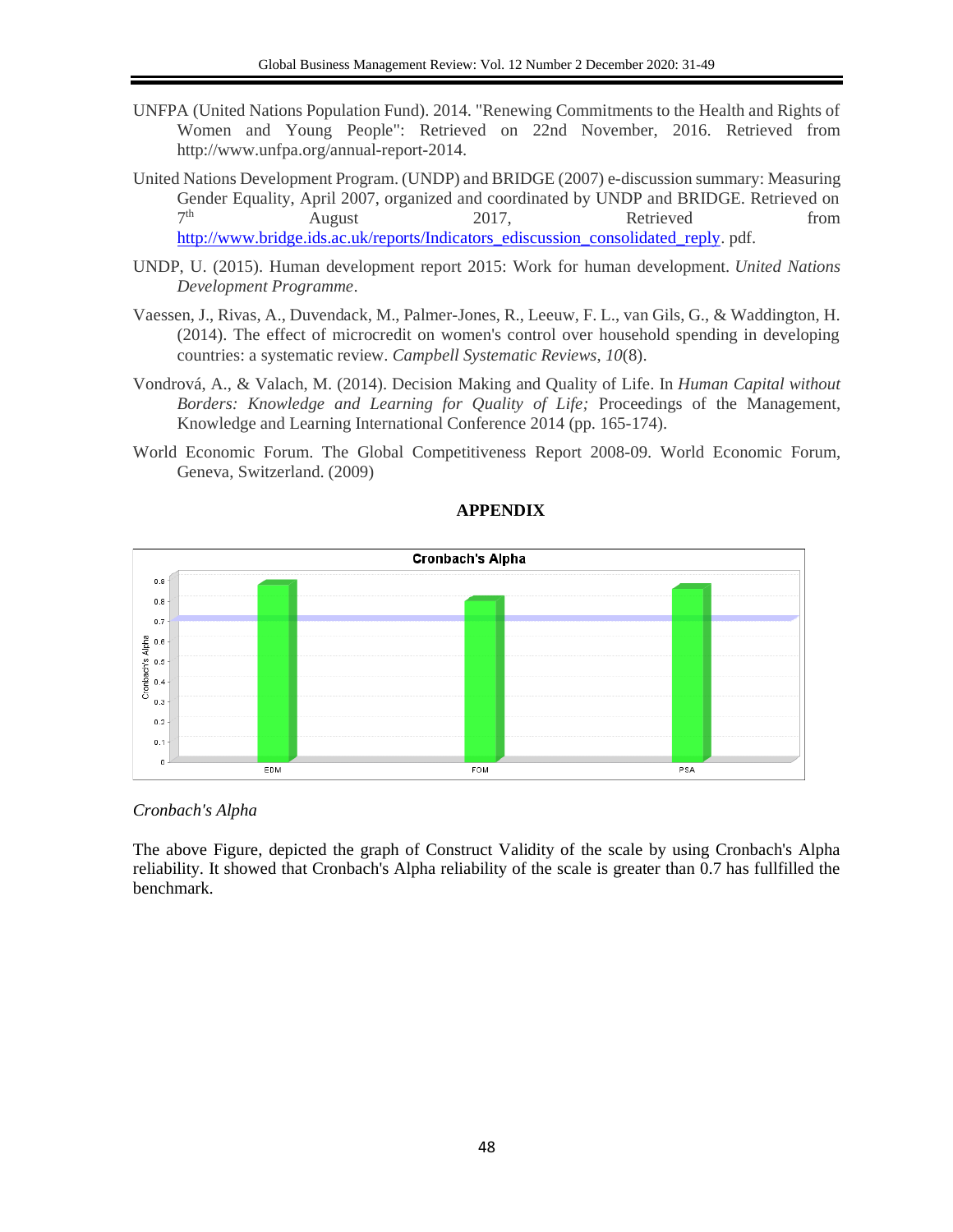UNFPA (United Nations Population Fund). 2014. "Renewing Commitments to the Health and Rights of Women and Young People": Retrieved on 22nd November, 2016. Retrieved from http://www.unfpa.org/annual-report-2014.

United Nations Development Program. (UNDP) and BRIDGE (2007) e-discussion summary: Measuring Gender Equality, April 2007, organized and coordinated by UNDP and BRIDGE. Retrieved on 7th August 2017, Retrieved from http://www.bridge.ids.ac.uk/reports/Indicators_ediscussion_consolidated_reply. pdf.

UNDP, U. (2015). Human development report 2015: Work for human development. *United Nations Development Programme*.

Vaessen, J., Rivas, A., Duvendack, M., Palmer-Jones, R., Leeuw, F. L., van Gils, G., & Waddington, H. (2014). The effect of microcredit on women's control over household spending in developing countries: a systematic review. *Campbell Systematic Reviews*, *10*(8).

Vondrová, A., & Valach, M. (2014). Decision Making and Quality of Life. In *Human Capital without Borders: Knowledge and Learning for Quality of Life;* Proceedings of the Management, Knowledge and Learning International Conference 2014 (pp. 165-174).

World Economic Forum. The Global Competitiveness Report 2008-09. World Economic Forum, Geneva, Switzerland. (2009)

## APPENDIX

*Cronbach's Alpha*

The above Figure, depicted the graph of Construct Validity of the scale by using Cronbach's Alpha reliability. It showed that Cronbach's Alpha reliability of the scale is greater than 0.7 has fullfilled the benchmark.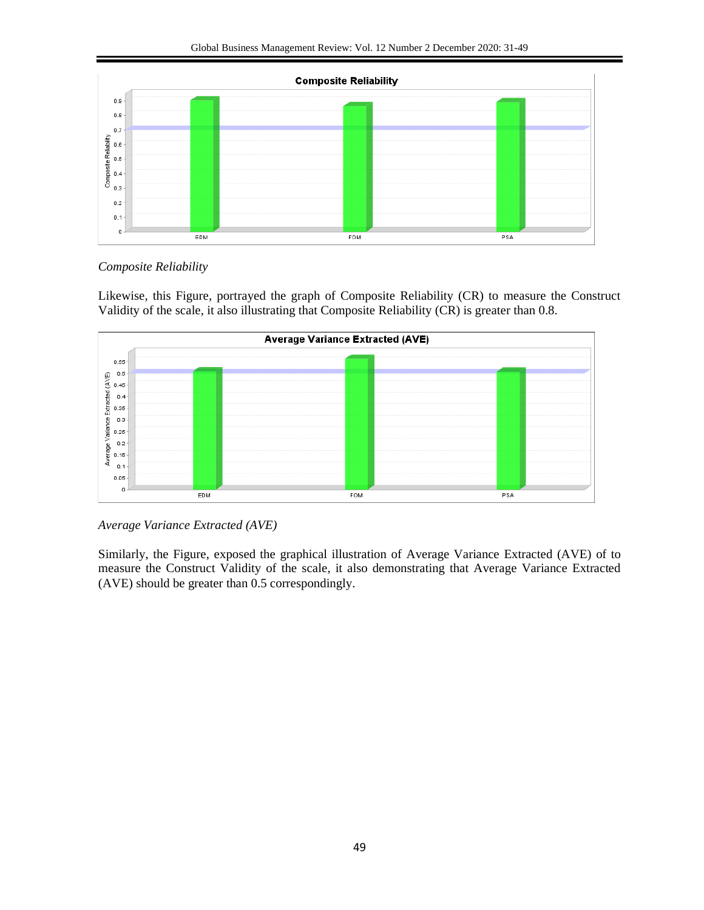Composite Reliability

0.9
0.8
0.7
0.6
0.5
0.4
0.3
0.2
0.1
0

Composite Reliability

EDM FOM PSA

*Composite Reliability*

Likewise, this Figure, portrayed the graph of Composite Reliability (CR) to measure the Construct Validity of the scale, it also illustrating that Composite Reliability (CR) is greater than 0.8.

Average Variance Extracted (AVE)

0.55
0.5
0.45
0.4
0.35
0.3
0.25
0.2
0.15
0.1
0.05
0

Average Variance Extracted (AVE)

EDM FOM PSA

*Average Variance Extracted (AVE)*

Similarly, the Figure, exposed the graphical illustration of Average Variance Extracted (AVE) of to measure the Construct Validity of the scale, it also demonstrating that Average Variance Extracted (AVE) should be greater than 0.5 correspondingly.